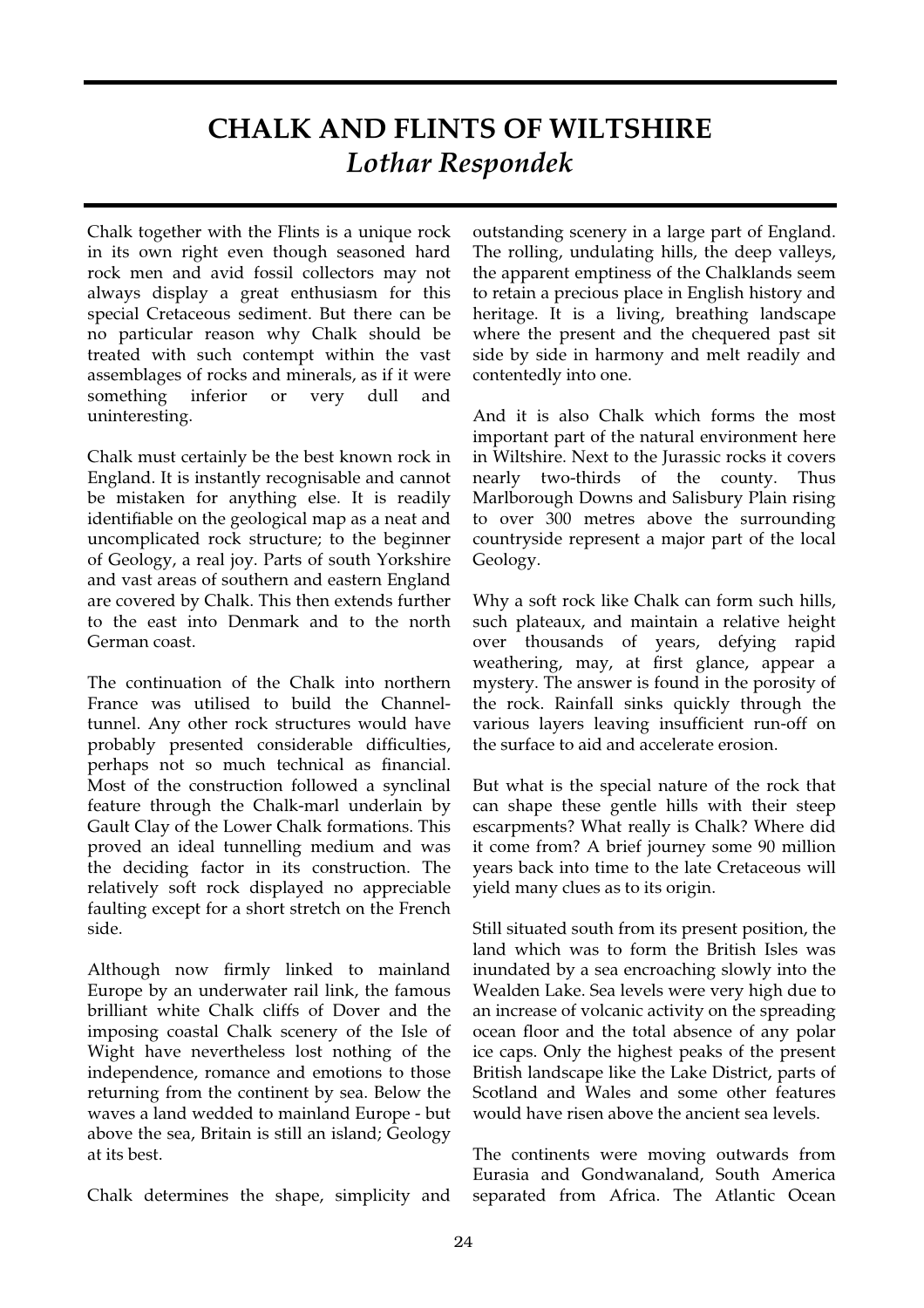# CHALK AND FLINTS OF WILTSHIRE

## *Lothar Respondek*

Chalk together with the Flints is a unique rock in its own right even though seasoned hard rock men and avid fossil collectors may not always display a great enthusiasm for this special Cretaceous sediment. But there can be no particular reason why Chalk should be treated with such contempt within the vast assemblages of rocks and minerals, as if it were something inferior or very dull and uninteresting.

Chalk must certainly be the best known rock in England. It is instantly recognisable and cannot be mistaken for anything else. It is readily identifiable on the geological map as a neat and uncomplicated rock structure; to the beginner of Geology, a real joy. Parts of south Yorkshire and vast areas of southern and eastern England are covered by Chalk. This then extends further to the east into Denmark and to the north German coast.

The continuation of the Chalk into northern France was utilised to build the Channel-tunnel. Any other rock structures would have probably presented considerable difficulties, perhaps not so much technical as financial. Most of the construction followed a synclinal feature through the Chalk-marl underlain by Gault Clay of the Lower Chalk formations. This proved an ideal tunnelling medium and was the deciding factor in its construction. The relatively soft rock displayed no appreciable faulting except for a short stretch on the French side.

Although now firmly linked to mainland Europe by an underwater rail link, the famous brilliant white Chalk cliffs of Dover and the imposing coastal Chalk scenery of the Isle of Wight have nevertheless lost nothing of the independence, romance and emotions to those returning from the continent by sea. Below the waves a land wedded to mainland Europe - but above the sea, Britain is still an island; Geology at its best.

Chalk determines the shape, simplicity and outstanding scenery in a large part of England. The rolling, undulating hills, the deep valleys, the apparent emptiness of the Chalklands seem to retain a precious place in English history and heritage. It is a living, breathing landscape where the present and the chequered past sit side by side in harmony and melt readily and contentedly into one.

And it is also Chalk which forms the most important part of the natural environment here in Wiltshire. Next to the Jurassic rocks it covers nearly two-thirds of the county. Thus Marlborough Downs and Salisbury Plain rising to over 300 metres above the surrounding countryside represent a major part of the local Geology.

Why a soft rock like Chalk can form such hills, such plateaux, and maintain a relative height over thousands of years, defying rapid weathering, may, at first glance, appear a mystery. The answer is found in the porosity of the rock. Rainfall sinks quickly through the various layers leaving insufficient run-off on the surface to aid and accelerate erosion.

But what is the special nature of the rock that can shape these gentle hills with their steep escarpments? What really is Chalk? Where did it come from? A brief journey some 90 million years back into time to the late Cretaceous will yield many clues as to its origin.

Still situated south from its present position, the land which was to form the British Isles was inundated by a sea encroaching slowly into the Wealden Lake. Sea levels were very high due to an increase of volcanic activity on the spreading ocean floor and the total absence of any polar ice caps. Only the highest peaks of the present British landscape like the Lake District, parts of Scotland and Wales and some other features would have risen above the ancient sea levels.

The continents were moving outwards from Eurasia and Gondwanaland, South America separated from Africa. The Atlantic Ocean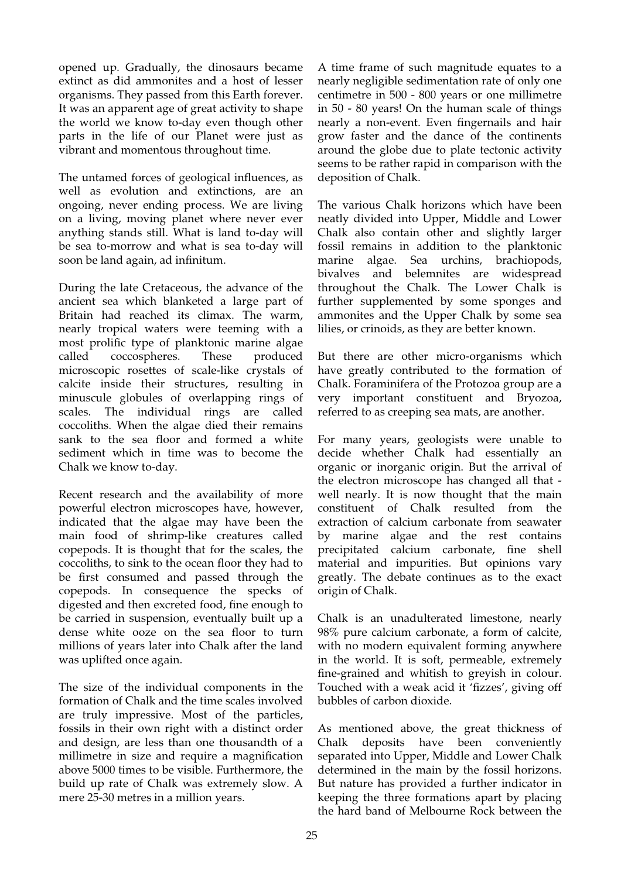opened up. Gradually, the dinosaurs became extinct as did ammonites and a host of lesser organisms. They passed from this Earth forever. It was an apparent age of great activity to shape the world we know to-day even though other parts in the life of our Planet were just as vibrant and momentous throughout time.

The untamed forces of geological influences, as well as evolution and extinctions, are an ongoing, never ending process. We are living on a living, moving planet where never ever anything stands still. What is land to-day will be sea to-morrow and what is sea to-day will soon be land again, ad infinitum.

During the late Cretaceous, the advance of the ancient sea which blanketed a large part of Britain had reached its climax. The warm, nearly tropical waters were teeming with a most prolific type of planktonic marine algae called coccospheres. These produced microscopic rosettes of scale-like crystals of calcite inside their structures, resulting in minuscule globules of overlapping rings of scales. The individual rings are called coccoliths. When the algae died their remains sank to the sea floor and formed a white sediment which in time was to become the Chalk we know to-day.

Recent research and the availability of more powerful electron microscopes have, however, indicated that the algae may have been the main food of shrimp-like creatures called copepods. It is thought that for the scales, the coccoliths, to sink to the ocean floor they had to be first consumed and passed through the copepods. In consequence the specks of digested and then excreted food, fine enough to be carried in suspension, eventually built up a dense white ooze on the sea floor to turn millions of years later into Chalk after the land was uplifted once again.

The size of the individual components in the formation of Chalk and the time scales involved are truly impressive. Most of the particles, fossils in their own right with a distinct order and design, are less than one thousandth of a millimetre in size and require a magnification above 5000 times to be visible. Furthermore, the build up rate of Chalk was extremely slow. A mere 25-30 metres in a million years.

A time frame of such magnitude equates to a nearly negligible sedimentation rate of only one centimetre in 500 - 800 years or one millimetre in 50 - 80 years! On the human scale of things nearly a non-event. Even fingernails and hair grow faster and the dance of the continents around the globe due to plate tectonic activity seems to be rather rapid in comparison with the deposition of Chalk.

The various Chalk horizons which have been neatly divided into Upper, Middle and Lower Chalk also contain other and slightly larger fossil remains in addition to the planktonic marine algae. Sea urchins, brachiopods, bivalves and belemnites are widespread throughout the Chalk. The Lower Chalk is further supplemented by some sponges and ammonites and the Upper Chalk by some sea lilies, or crinoids, as they are better known.

But there are other micro-organisms which have greatly contributed to the formation of Chalk. Foraminifera of the Protozoa group are a very important constituent and Bryozoa, referred to as creeping sea mats, are another.

For many years, geologists were unable to decide whether Chalk had essentially an organic or inorganic origin. But the arrival of the electron microscope has changed all that - well nearly. It is now thought that the main constituent of Chalk resulted from the extraction of calcium carbonate from seawater by marine algae and the rest contains precipitated calcium carbonate, fine shell material and impurities. But opinions vary greatly. The debate continues as to the exact origin of Chalk.

Chalk is an unadulterated limestone, nearly 98% pure calcium carbonate, a form of calcite, with no modern equivalent forming anywhere in the world. It is soft, permeable, extremely fine-grained and whitish to greyish in colour. Touched with a weak acid it 'fizzes', giving off bubbles of carbon dioxide.

As mentioned above, the great thickness of Chalk deposits have been conveniently separated into Upper, Middle and Lower Chalk determined in the main by the fossil horizons. But nature has provided a further indicator in keeping the three formations apart by placing the hard band of Melbourne Rock between the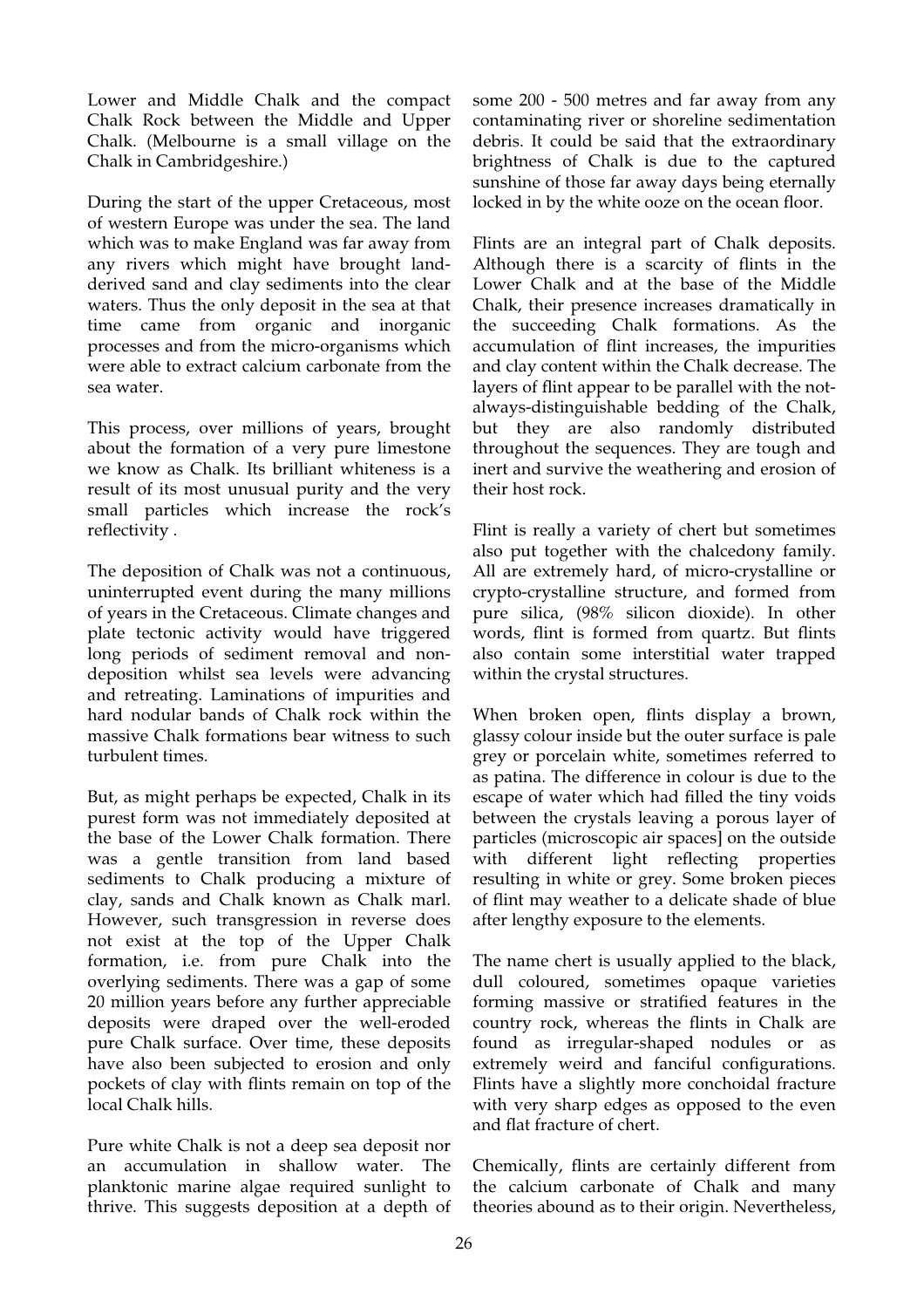Lower and Middle Chalk and the compact Chalk Rock between the Middle and Upper Chalk. (Melbourne is a small village on the Chalk in Cambridgeshire.)

During the start of the upper Cretaceous, most of western Europe was under the sea. The land which was to make England was far away from any rivers which might have brought land-derived sand and clay sediments into the clear waters. Thus the only deposit in the sea at that time came from organic and inorganic processes and from the micro-organisms which were able to extract calcium carbonate from the sea water.

This process, over millions of years, brought about the formation of a very pure limestone we know as Chalk. Its brilliant whiteness is a result of its most unusual purity and the very small particles which increase the rock's reflectivity .

The deposition of Chalk was not a continuous, uninterrupted event during the many millions of years in the Cretaceous. Climate changes and plate tectonic activity would have triggered long periods of sediment removal and non-deposition whilst sea levels were advancing and retreating. Laminations of impurities and hard nodular bands of Chalk rock within the massive Chalk formations bear witness to such turbulent times.

But, as might perhaps be expected, Chalk in its purest form was not immediately deposited at the base of the Lower Chalk formation. There was a gentle transition from land based sediments to Chalk producing a mixture of clay, sands and Chalk known as Chalk marl. However, such transgression in reverse does not exist at the top of the Upper Chalk formation, i.e. from pure Chalk into the overlying sediments. There was a gap of some 20 million years before any further appreciable deposits were draped over the well-eroded pure Chalk surface. Over time, these deposits have also been subjected to erosion and only pockets of clay with flints remain on top of the local Chalk hills.

Pure white Chalk is not a deep sea deposit nor an accumulation in shallow water. The planktonic marine algae required sunlight to thrive. This suggests deposition at a depth of some 200 - 500 metres and far away from any contaminating river or shoreline sedimentation debris. It could be said that the extraordinary brightness of Chalk is due to the captured sunshine of those far away days being eternally locked in by the white ooze on the ocean floor.

Flints are an integral part of Chalk deposits. Although there is a scarcity of flints in the Lower Chalk and at the base of the Middle Chalk, their presence increases dramatically in the succeeding Chalk formations. As the accumulation of flint increases, the impurities and clay content within the Chalk decrease. The layers of flint appear to be parallel with the not-always-distinguishable bedding of the Chalk, but they are also randomly distributed throughout the sequences. They are tough and inert and survive the weathering and erosion of their host rock.

Flint is really a variety of chert but sometimes also put together with the chalcedony family. All are extremely hard, of micro-crystalline or crypto-crystalline structure, and formed from pure silica, (98% silicon dioxide). In other words, flint is formed from quartz. But flints also contain some interstitial water trapped within the crystal structures.

When broken open, flints display a brown, glassy colour inside but the outer surface is pale grey or porcelain white, sometimes referred to as patina. The difference in colour is due to the escape of water which had filled the tiny voids between the crystals leaving a porous layer of particles (microscopic air spaces] on the outside with different light reflecting properties resulting in white or grey. Some broken pieces of flint may weather to a delicate shade of blue after lengthy exposure to the elements.

The name chert is usually applied to the black, dull coloured, sometimes opaque varieties forming massive or stratified features in the country rock, whereas the flints in Chalk are found as irregular-shaped nodules or as extremely weird and fanciful configurations. Flints have a slightly more conchoidal fracture with very sharp edges as opposed to the even and flat fracture of chert.

Chemically, flints are certainly different from the calcium carbonate of Chalk and many theories abound as to their origin. Nevertheless,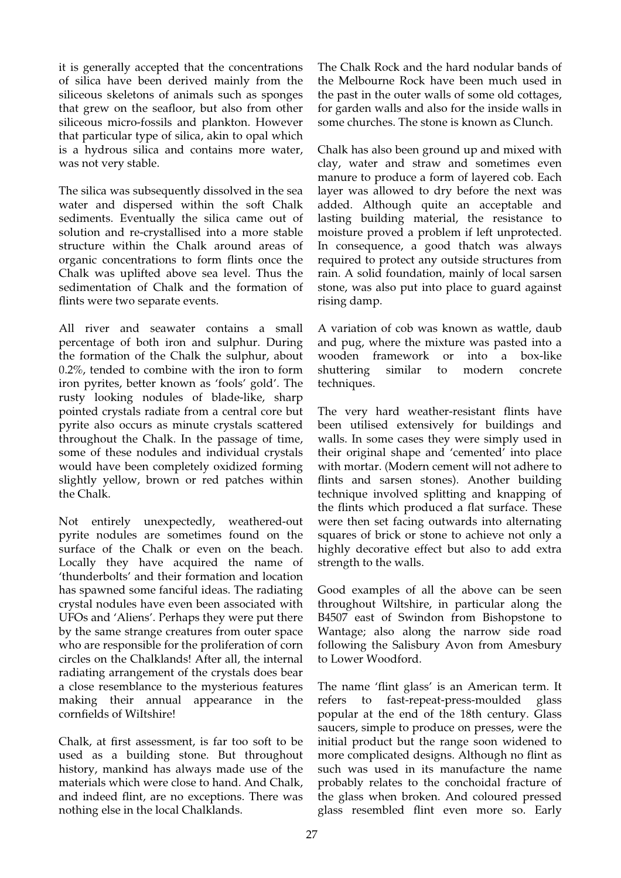it is generally accepted that the concentrations of silica have been derived mainly from the siliceous skeletons of animals such as sponges that grew on the seafloor, but also from other siliceous micro-fossils and plankton. However that particular type of silica, akin to opal which is a hydrous silica and contains more water, was not very stable.

The silica was subsequently dissolved in the sea water and dispersed within the soft Chalk sediments. Eventually the silica came out of solution and re-crystallised into a more stable structure within the Chalk around areas of organic concentrations to form flints once the Chalk was uplifted above sea level. Thus the sedimentation of Chalk and the formation of flints were two separate events.

All river and seawater contains a small percentage of both iron and sulphur. During the formation of the Chalk the sulphur, about 0.2%, tended to combine with the iron to form iron pyrites, better known as 'fools' gold'. The rusty looking nodules of blade-like, sharp pointed crystals radiate from a central core but pyrite also occurs as minute crystals scattered throughout the Chalk. In the passage of time, some of these nodules and individual crystals would have been completely oxidized forming slightly yellow, brown or red patches within the Chalk.

Not entirely unexpectedly, weathered-out pyrite nodules are sometimes found on the surface of the Chalk or even on the beach. Locally they have acquired the name of 'thunderbolts' and their formation and location has spawned some fanciful ideas. The radiating crystal nodules have even been associated with UFOs and 'Aliens'. Perhaps they were put there by the same strange creatures from outer space who are responsible for the proliferation of corn circles on the Chalklands! After all, the internal radiating arrangement of the crystals does bear a close resemblance to the mysterious features making their annual appearance in the cornfields of WiItshire!

Chalk, at first assessment, is far too soft to be used as a building stone. But throughout history, mankind has always made use of the materials which were close to hand. And Chalk, and indeed flint, are no exceptions. There was nothing else in the local Chalklands.

The Chalk Rock and the hard nodular bands of the Melbourne Rock have been much used in the past in the outer walls of some old cottages, for garden walls and also for the inside walls in some churches. The stone is known as Clunch.

Chalk has also been ground up and mixed with clay, water and straw and sometimes even manure to produce a form of layered cob. Each layer was allowed to dry before the next was added. Although quite an acceptable and lasting building material, the resistance to moisture proved a problem if left unprotected. In consequence, a good thatch was always required to protect any outside structures from rain. A solid foundation, mainly of local sarsen stone, was also put into place to guard against rising damp.

A variation of cob was known as wattle, daub and pug, where the mixture was pasted into a wooden framework or into a box-like shuttering similar to modern concrete techniques.

The very hard weather-resistant flints have been utilised extensively for buildings and walls. In some cases they were simply used in their original shape and 'cemented' into place with mortar. (Modern cement will not adhere to flints and sarsen stones). Another building technique involved splitting and knapping of the flints which produced a flat surface. These were then set facing outwards into alternating squares of brick or stone to achieve not only a highly decorative effect but also to add extra strength to the walls.

Good examples of all the above can be seen throughout Wiltshire, in particular along the B4507 east of Swindon from Bishopstone to Wantage; also along the narrow side road following the Salisbury Avon from Amesbury to Lower Woodford.

The name 'flint glass' is an American term. It refers to fast-repeat-press-moulded glass popular at the end of the 18th century. Glass saucers, simple to produce on presses, were the initial product but the range soon widened to more complicated designs. Although no flint as such was used in its manufacture the name probably relates to the conchoidal fracture of the glass when broken. And coloured pressed glass resembled flint even more so. Early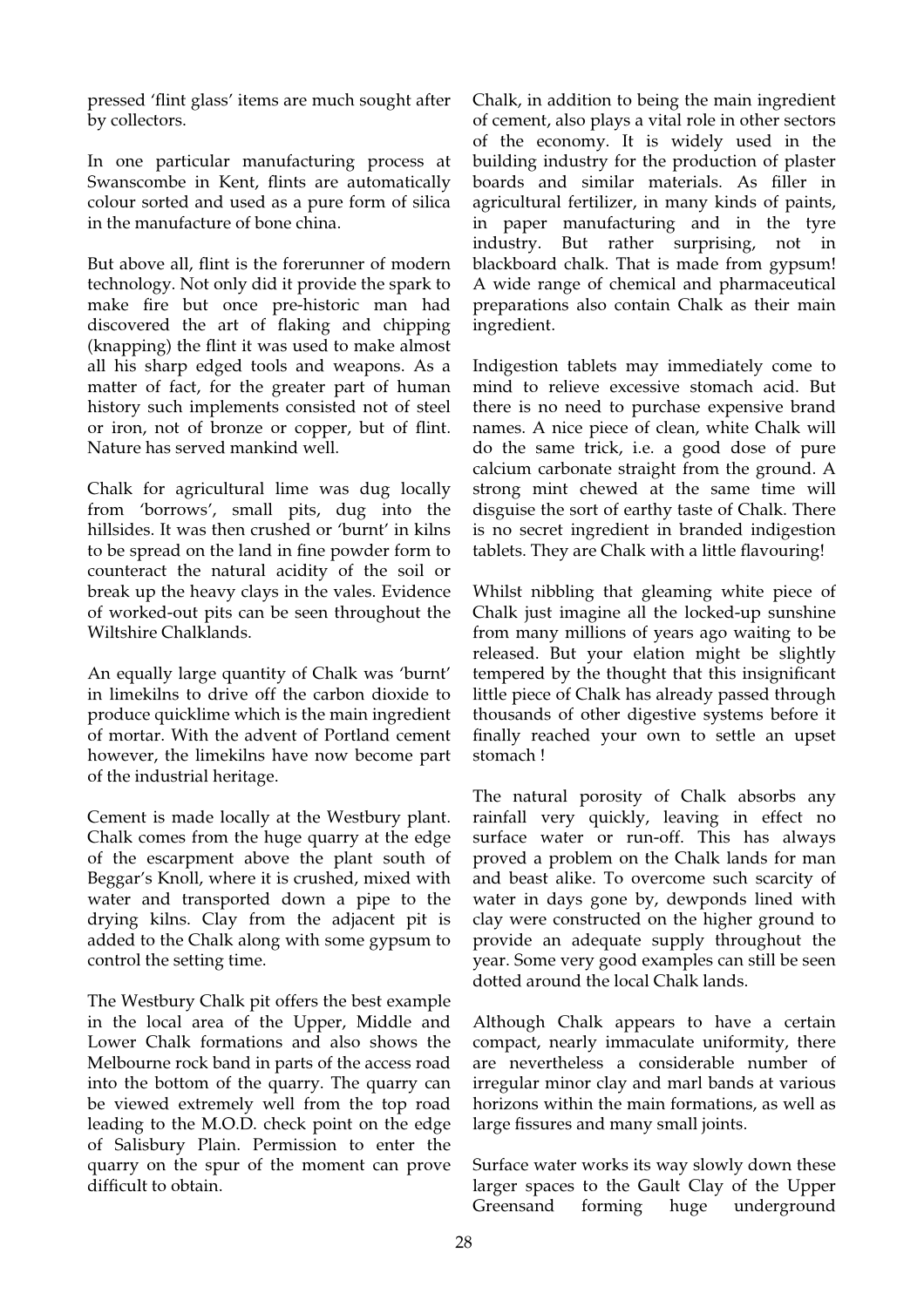pressed 'flint glass' items are much sought after by collectors.

In one particular manufacturing process at Swanscombe in Kent, flints are automatically colour sorted and used as a pure form of silica in the manufacture of bone china.

But above all, flint is the forerunner of modern technology. Not only did it provide the spark to make fire but once pre-historic man had discovered the art of flaking and chipping (knapping) the flint it was used to make almost all his sharp edged tools and weapons. As a matter of fact, for the greater part of human history such implements consisted not of steel or iron, not of bronze or copper, but of flint. Nature has served mankind well.

Chalk for agricultural lime was dug locally from 'borrows', small pits, dug into the hillsides. It was then crushed or 'burnt' in kilns to be spread on the land in fine powder form to counteract the natural acidity of the soil or break up the heavy clays in the vales. Evidence of worked-out pits can be seen throughout the Wiltshire Chalklands.

An equally large quantity of Chalk was 'burnt' in limekilns to drive off the carbon dioxide to produce quicklime which is the main ingredient of mortar. With the advent of Portland cement however, the limekilns have now become part of the industrial heritage.

Cement is made locally at the Westbury plant. Chalk comes from the huge quarry at the edge of the escarpment above the plant south of Beggar's Knoll, where it is crushed, mixed with water and transported down a pipe to the drying kilns. Clay from the adjacent pit is added to the Chalk along with some gypsum to control the setting time.

The Westbury Chalk pit offers the best example in the local area of the Upper, Middle and Lower Chalk formations and also shows the Melbourne rock band in parts of the access road into the bottom of the quarry. The quarry can be viewed extremely well from the top road leading to the M.O.D. check point on the edge of Salisbury Plain. Permission to enter the quarry on the spur of the moment can prove difficult to obtain.

Chalk, in addition to being the main ingredient of cement, also plays a vital role in other sectors of the economy. It is widely used in the building industry for the production of plaster boards and similar materials. As filler in agricultural fertilizer, in many kinds of paints, in paper manufacturing and in the tyre industry. But rather surprising, not in blackboard chalk. That is made from gypsum! A wide range of chemical and pharmaceutical preparations also contain Chalk as their main ingredient.

Indigestion tablets may immediately come to mind to relieve excessive stomach acid. But there is no need to purchase expensive brand names. A nice piece of clean, white Chalk will do the same trick, i.e. a good dose of pure calcium carbonate straight from the ground. A strong mint chewed at the same time will disguise the sort of earthy taste of Chalk. There is no secret ingredient in branded indigestion tablets. They are Chalk with a little flavouring!

Whilst nibbling that gleaming white piece of Chalk just imagine all the locked-up sunshine from many millions of years ago waiting to be released. But your elation might be slightly tempered by the thought that this insignificant little piece of Chalk has already passed through thousands of other digestive systems before it finally reached your own to settle an upset stomach !

The natural porosity of Chalk absorbs any rainfall very quickly, leaving in effect no surface water or run-off. This has always proved a problem on the Chalk lands for man and beast alike. To overcome such scarcity of water in days gone by, dewponds lined with clay were constructed on the higher ground to provide an adequate supply throughout the year. Some very good examples can still be seen dotted around the local Chalk lands.

Although Chalk appears to have a certain compact, nearly immaculate uniformity, there are nevertheless a considerable number of irregular minor clay and marl bands at various horizons within the main formations, as well as large fissures and many small joints.

Surface water works its way slowly down these larger spaces to the Gault Clay of the Upper Greensand forming huge underground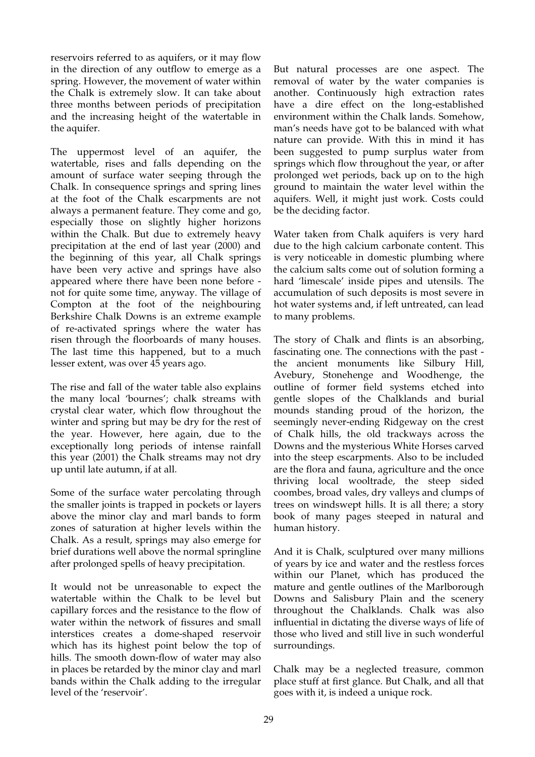reservoirs referred to as aquifers, or it may flow in the direction of any outflow to emerge as a spring. However, the movement of water within the Chalk is extremely slow. It can take about three months between periods of precipitation and the increasing height of the watertable in the aquifer.

The uppermost level of an aquifer, the watertable, rises and falls depending on the amount of surface water seeping through the Chalk. In consequence springs and spring lines at the foot of the Chalk escarpments are not always a permanent feature. They come and go, especially those on slightly higher horizons within the Chalk. But due to extremely heavy precipitation at the end of last year (2000) and the beginning of this year, all Chalk springs have been very active and springs have also appeared where there have been none before - not for quite some time, anyway. The village of Compton at the foot of the neighbouring Berkshire Chalk Downs is an extreme example of re-activated springs where the water has risen through the floorboards of many houses. The last time this happened, but to a much lesser extent, was over 45 years ago.

The rise and fall of the water table also explains the many local 'bournes'; chalk streams with crystal clear water, which flow throughout the winter and spring but may be dry for the rest of the year. However, here again, due to the exceptionally long periods of intense rainfall this year (2001) the Chalk streams may not dry up until late autumn, if at all.

Some of the surface water percolating through the smaller joints is trapped in pockets or layers above the minor clay and marl bands to form zones of saturation at higher levels within the Chalk. As a result, springs may also emerge for brief durations well above the normal springline after prolonged spells of heavy precipitation.

It would not be unreasonable to expect the watertable within the Chalk to be level but capillary forces and the resistance to the flow of water within the network of fissures and small interstices creates a dome-shaped reservoir which has its highest point below the top of hills. The smooth down-flow of water may also in places be retarded by the minor clay and marl bands within the Chalk adding to the irregular level of the 'reservoir'.

But natural processes are one aspect. The removal of water by the water companies is another. Continuously high extraction rates have a dire effect on the long-established environment within the Chalk lands. Somehow, man's needs have got to be balanced with what nature can provide. With this in mind it has been suggested to pump surplus water from springs which flow throughout the year, or after prolonged wet periods, back up on to the high ground to maintain the water level within the aquifers. Well, it might just work. Costs could be the deciding factor.

Water taken from Chalk aquifers is very hard due to the high calcium carbonate content. This is very noticeable in domestic plumbing where the calcium salts come out of solution forming a hard 'limescale' inside pipes and utensils. The accumulation of such deposits is most severe in hot water systems and, if left untreated, can lead to many problems.

The story of Chalk and flints is an absorbing, fascinating one. The connections with the past - the ancient monuments like Silbury Hill, Avebury, Stonehenge and Woodhenge, the outline of former field systems etched into gentle slopes of the Chalklands and burial mounds standing proud of the horizon, the seemingly never-ending Ridgeway on the crest of Chalk hills, the old trackways across the Downs and the mysterious White Horses carved into the steep escarpments. Also to be included are the flora and fauna, agriculture and the once thriving local wooltrade, the steep sided coombes, broad vales, dry valleys and clumps of trees on windswept hills. It is all there; a story book of many pages steeped in natural and human history.

And it is Chalk, sculptured over many millions of years by ice and water and the restless forces within our Planet, which has produced the mature and gentle outlines of the Marlborough Downs and Salisbury Plain and the scenery throughout the Chalklands. Chalk was also influential in dictating the diverse ways of life of those who lived and still live in such wonderful surroundings.

Chalk may be a neglected treasure, common place stuff at first glance. But Chalk, and all that goes with it, is indeed a unique rock.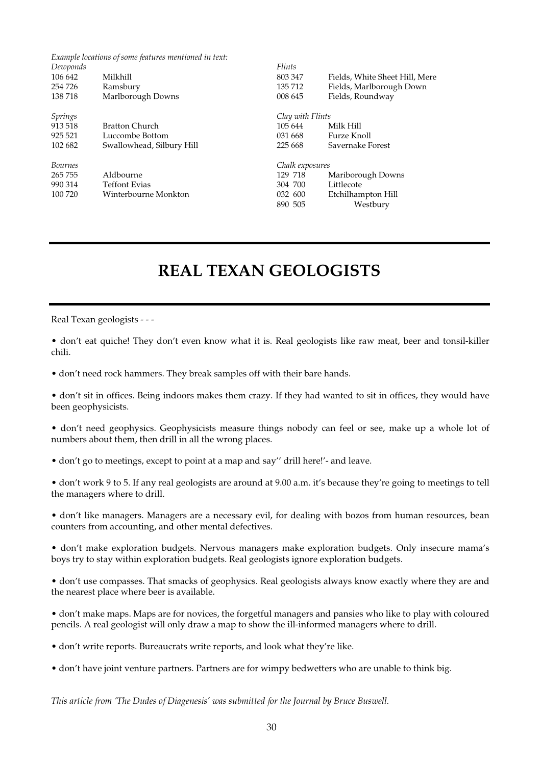*Example locations of some features mentioned in text:*

*Dewponds*

| | |
|---|---|
| 106 642 | Milkhill |
| 254 726 | Ramsbury |
| 138 718 | Marlborough Downs |

*Springs*

| | |
|---|---|
| 913 518 | Bratton Church |
| 925 521 | Luccombe Bottom |
| 102 682 | Swallowhead, Silbury Hill |

*Bournes*

| | |
|---|---|
| 265 755 | Aldbourne |
| 990 314 | Teffont Evias |
| 100 720 | Winterbourne Monkton |

*Flints*

| | |
|---|---|
| 803 347 | Fields, White Sheet Hill, Mere |
| 135 712 | Fields, Marlborough Down |
| 008 645 | Fields, Roundway |

*Clay with Flints*

| | |
|---|---|
| 105 644 | Milk Hill |
| 031 668 | Furze Knoll |
| 225 668 | Savernake Forest |

*Chalk exposures*

| | |
|---|---|
| 129 718 | Mariborough Downs |
| 304 700 | Littlecote |
| 032 600 | Etchilhampton Hill |
| 890 505 | Westbury |

# REAL TEXAN GEOLOGISTS

Real Texan geologists - - -

• don't eat quiche! They don't even know what it is. Real geologists like raw meat, beer and tonsil-killer chili.

• don't need rock hammers. They break samples off with their bare hands.

• don't sit in offices. Being indoors makes them crazy. If they had wanted to sit in offices, they would have been geophysicists.

• don't need geophysics. Geophysicists measure things nobody can feel or see, make up a whole lot of numbers about them, then drill in all the wrong places.

• don't go to meetings, except to point at a map and say'' drill here!'- and leave.

• don't work 9 to 5. If any real geologists are around at 9.00 a.m. it's because they're going to meetings to tell the managers where to drill.

• don't like managers. Managers are a necessary evil, for dealing with bozos from human resources, bean counters from accounting, and other mental defectives.

• don't make exploration budgets. Nervous managers make exploration budgets. Only insecure mama's boys try to stay within exploration budgets. Real geologists ignore exploration budgets.

• don't use compasses. That smacks of geophysics. Real geologists always know exactly where they are and the nearest place where beer is available.

• don't make maps. Maps are for novices, the forgetful managers and pansies who like to play with coloured pencils. A real geologist will only draw a map to show the ill-informed managers where to drill.

• don't write reports. Bureaucrats write reports, and look what they're like.

• don't have joint venture partners. Partners are for wimpy bedwetters who are unable to think big.

*This article from 'The Dudes of Diagenesis' was submitted for the Journal by Bruce Buswell.*